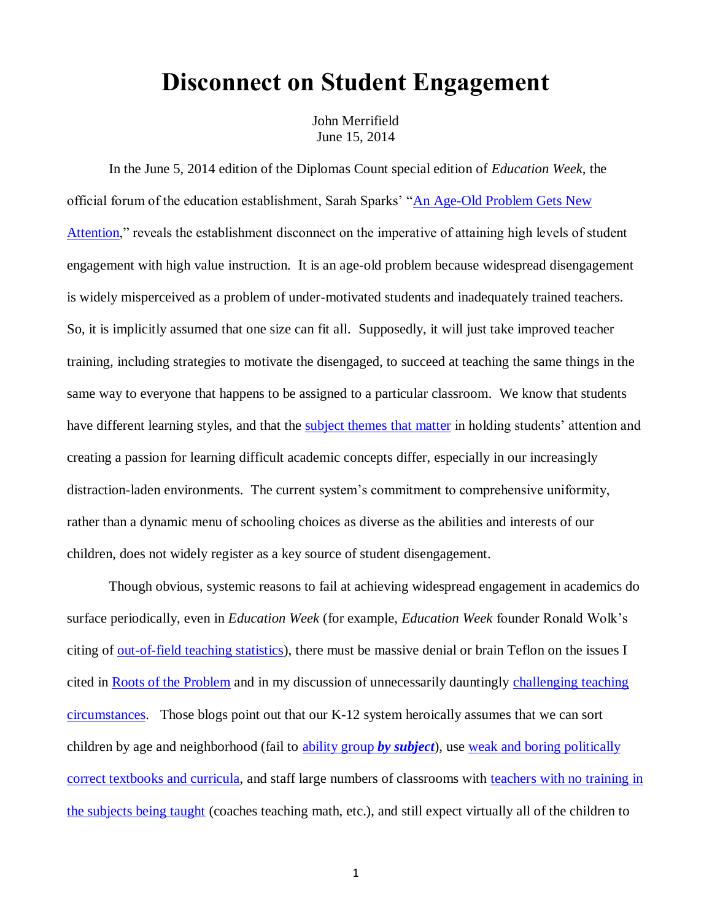# Disconnect on Student Engagement

John Merrifield
June 15, 2014

In the June 5, 2014 edition of the Diplomas Count special edition of *Education Week*, the official forum of the education establishment, Sarah Sparks' "An Age-Old Problem Gets New Attention," reveals the establishment disconnect on the imperative of attaining high levels of student engagement with high value instruction. It is an age-old problem because widespread disengagement is widely misperceived as a problem of under-motivated students and inadequately trained teachers. So, it is implicitly assumed that one size can fit all. Supposedly, it will just take improved teacher training, including strategies to motivate the disengaged, to succeed at teaching the same things in the same way to everyone that happens to be assigned to a particular classroom. We know that students have different learning styles, and that the subject themes that matter in holding students' attention and creating a passion for learning difficult academic concepts differ, especially in our increasingly distraction-laden environments. The current system's commitment to comprehensive uniformity, rather than a dynamic menu of schooling choices as diverse as the abilities and interests of our children, does not widely register as a key source of student disengagement.

Though obvious, systemic reasons to fail at achieving widespread engagement in academics do surface periodically, even in *Education Week* (for example, *Education Week* founder Ronald Wolk's citing of out-of-field teaching statistics), there must be massive denial or brain Teflon on the issues I cited in Roots of the Problem and in my discussion of unnecessarily dauntingly challenging teaching circumstances. Those blogs point out that our K-12 system heroically assumes that we can sort children by age and neighborhood (fail to ability group ***by subject***), use weak and boring politically correct textbooks and curricula, and staff large numbers of classrooms with teachers with no training in the subjects being taught (coaches teaching math, etc.), and still expect virtually all of the children to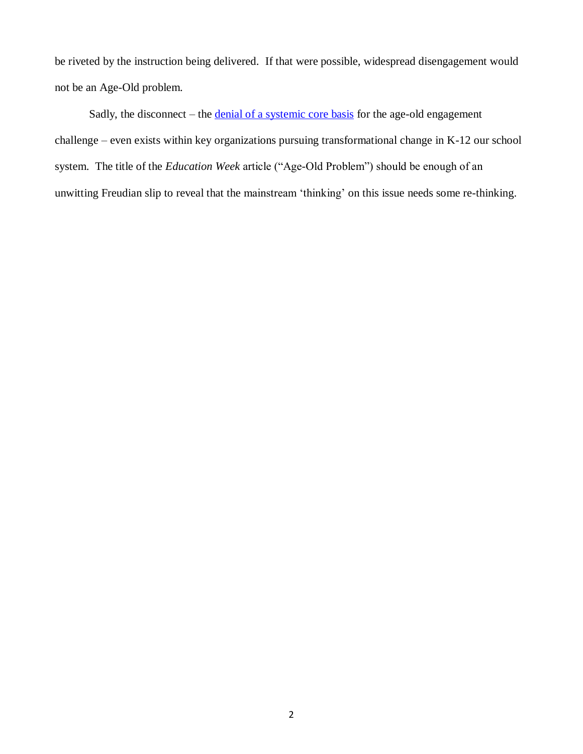be riveted by the instruction being delivered. If that were possible, widespread disengagement would not be an Age-Old problem.

Sadly, the disconnect – the [denial of a systemic core basis]() for the age-old engagement challenge – even exists within key organizations pursuing transformational change in K-12 our school system. The title of the *Education Week* article ("Age-Old Problem") should be enough of an unwitting Freudian slip to reveal that the mainstream 'thinking' on this issue needs some re-thinking.